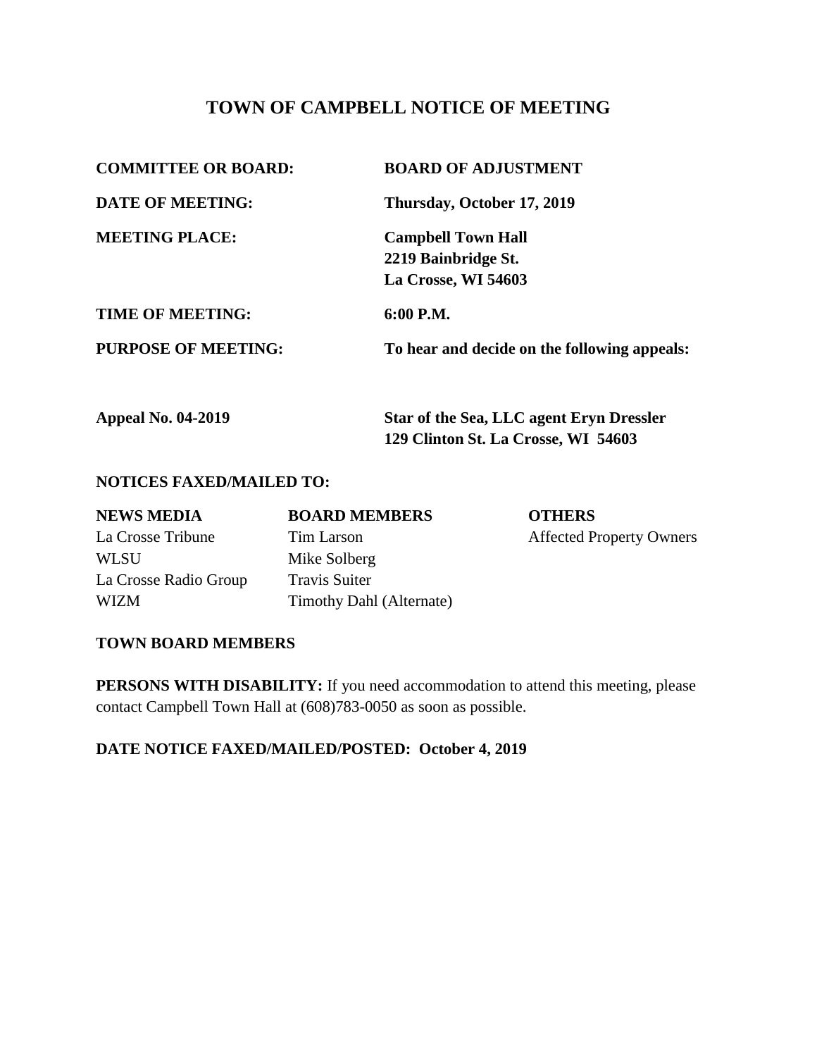# TOWN OF CAMPBELL NOTICE OF MEETING

| | |
|---|---|
| **COMMITTEE OR BOARD:** | **BOARD OF ADJUSTMENT** |
| **DATE OF MEETING:** | **Thursday, October 17, 2019** |
| **MEETING PLACE:** | **Campbell Town Hall**<br>**2219 Bainbridge St.**<br>**La Crosse, WI 54603** |
| **TIME OF MEETING:** | **6:00 P.M.** |
| **PURPOSE OF MEETING:** | **To hear and decide on the following appeals:** |

| | |
|---|---|
| **Appeal No. 04-2019** | **Star of the Sea, LLC agent Eryn Dressler**<br>**129 Clinton St. La Crosse, WI 54603** |

**NOTICES FAXED/MAILED TO:**

| **NEWS MEDIA** | **BOARD MEMBERS** | **OTHERS** |
|---|---|---|
| La Crosse Tribune | Tim Larson | Affected Property Owners |
| WLSU | Mike Solberg | |
| La Crosse Radio Group | Travis Suiter | |
| WIZM | Timothy Dahl (Alternate) | |

**TOWN BOARD MEMBERS**

**PERSONS WITH DISABILITY:** If you need accommodation to attend this meeting, please contact Campbell Town Hall at (608)783-0050 as soon as possible.

**DATE NOTICE FAXED/MAILED/POSTED: October 4, 2019**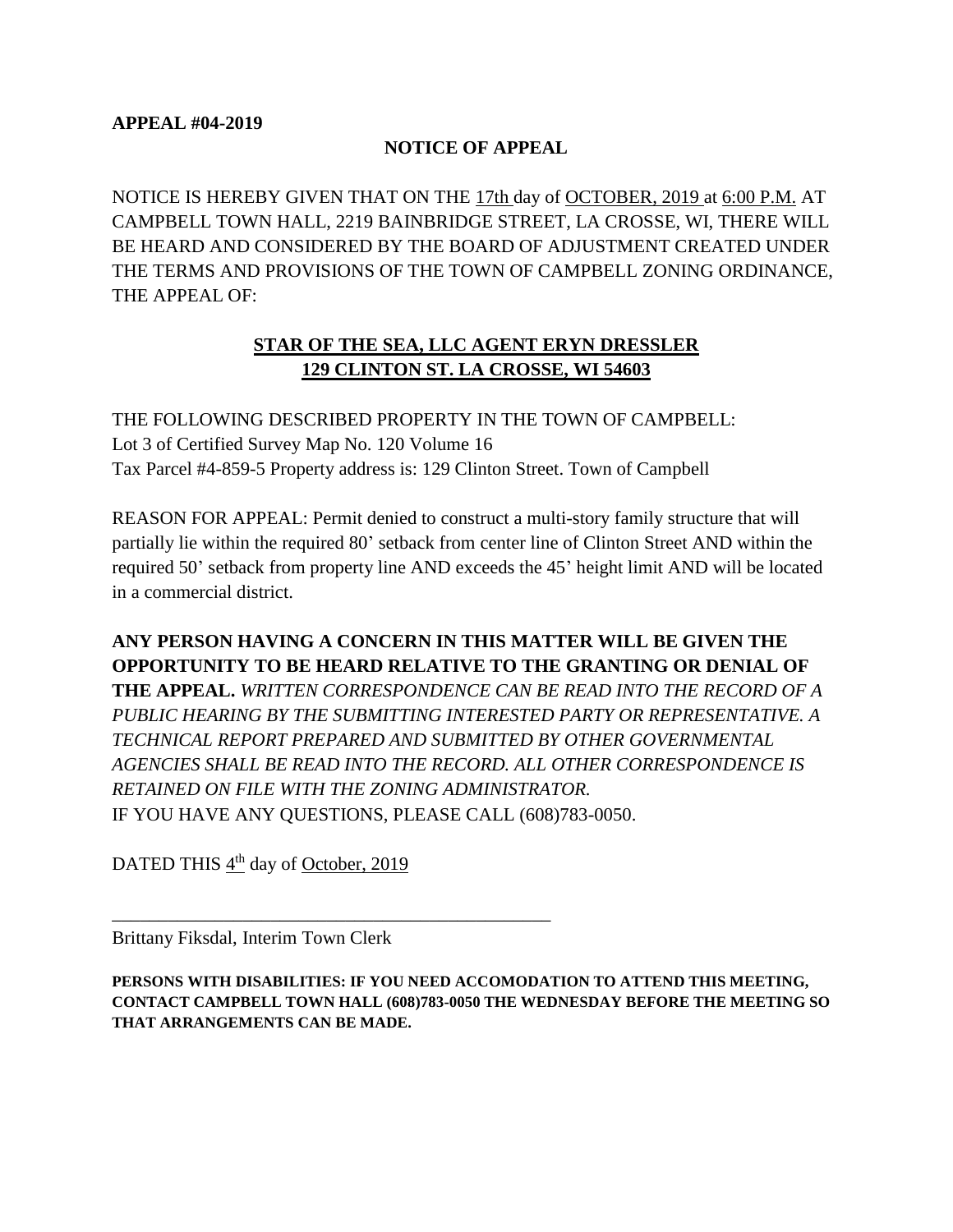**APPEAL #04-2019**

**NOTICE OF APPEAL**

NOTICE IS HEREBY GIVEN THAT ON THE 17th day of OCTOBER, 2019 at 6:00 P.M. AT CAMPBELL TOWN HALL, 2219 BAINBRIDGE STREET, LA CROSSE, WI, THERE WILL BE HEARD AND CONSIDERED BY THE BOARD OF ADJUSTMENT CREATED UNDER THE TERMS AND PROVISIONS OF THE TOWN OF CAMPBELL ZONING ORDINANCE, THE APPEAL OF:

**STAR OF THE SEA, LLC AGENT ERYN DRESSLER**
**129 CLINTON ST. LA CROSSE, WI 54603**

THE FOLLOWING DESCRIBED PROPERTY IN THE TOWN OF CAMPBELL:
Lot 3 of Certified Survey Map No. 120 Volume 16
Tax Parcel #4-859-5 Property address is: 129 Clinton Street. Town of Campbell

REASON FOR APPEAL: Permit denied to construct a multi-story family structure that will partially lie within the required 80' setback from center line of Clinton Street AND within the required 50' setback from property line AND exceeds the 45' height limit AND will be located in a commercial district.

**ANY PERSON HAVING A CONCERN IN THIS MATTER WILL BE GIVEN THE OPPORTUNITY TO BE HEARD RELATIVE TO THE GRANTING OR DENIAL OF THE APPEAL.** *WRITTEN CORRESPONDENCE CAN BE READ INTO THE RECORD OF A PUBLIC HEARING BY THE SUBMITTING INTERESTED PARTY OR REPRESENTATIVE. A TECHNICAL REPORT PREPARED AND SUBMITTED BY OTHER GOVERNMENTAL AGENCIES SHALL BE READ INTO THE RECORD. ALL OTHER CORRESPONDENCE IS RETAINED ON FILE WITH THE ZONING ADMINISTRATOR.*
IF YOU HAVE ANY QUESTIONS, PLEASE CALL (608)783-0050.

DATED THIS 4th day of October, 2019

\_\_\_\_\_\_\_\_\_\_\_\_\_\_\_\_\_\_\_\_\_\_\_\_\_\_\_\_\_\_\_\_\_\_\_\_\_\_\_\_\_\_\_\_\_\_

Brittany Fiksdal, Interim Town Clerk

**PERSONS WITH DISABILITIES: IF YOU NEED ACCOMODATION TO ATTEND THIS MEETING, CONTACT CAMPBELL TOWN HALL (608)783-0050 THE WEDNESDAY BEFORE THE MEETING SO THAT ARRANGEMENTS CAN BE MADE.**